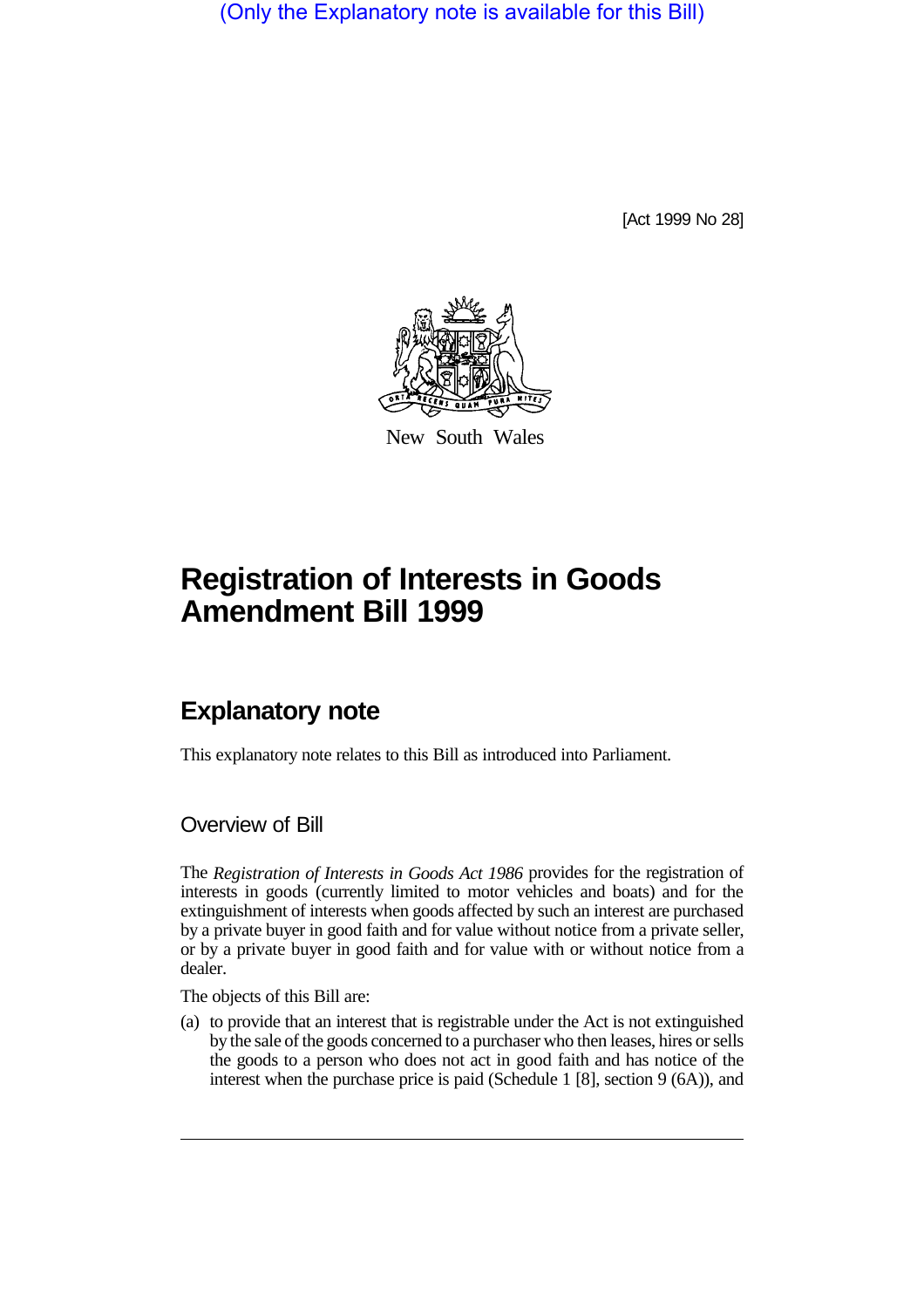(Only the Explanatory note is available for this Bill)

[Act 1999 No 28]

New South Wales

# Registration of Interests in Goods Amendment Bill 1999

## Explanatory note

This explanatory note relates to this Bill as introduced into Parliament.

### Overview of Bill

The *Registration of Interests in Goods Act 1986* provides for the registration of interests in goods (currently limited to motor vehicles and boats) and for the extinguishment of interests when goods affected by such an interest are purchased by a private buyer in good faith and for value without notice from a private seller, or by a private buyer in good faith and for value with or without notice from a dealer.

The objects of this Bill are:

(a) to provide that an interest that is registrable under the Act is not extinguished by the sale of the goods concerned to a purchaser who then leases, hires or sells the goods to a person who does not act in good faith and has notice of the interest when the purchase price is paid (Schedule 1 [8], section 9 (6A)), and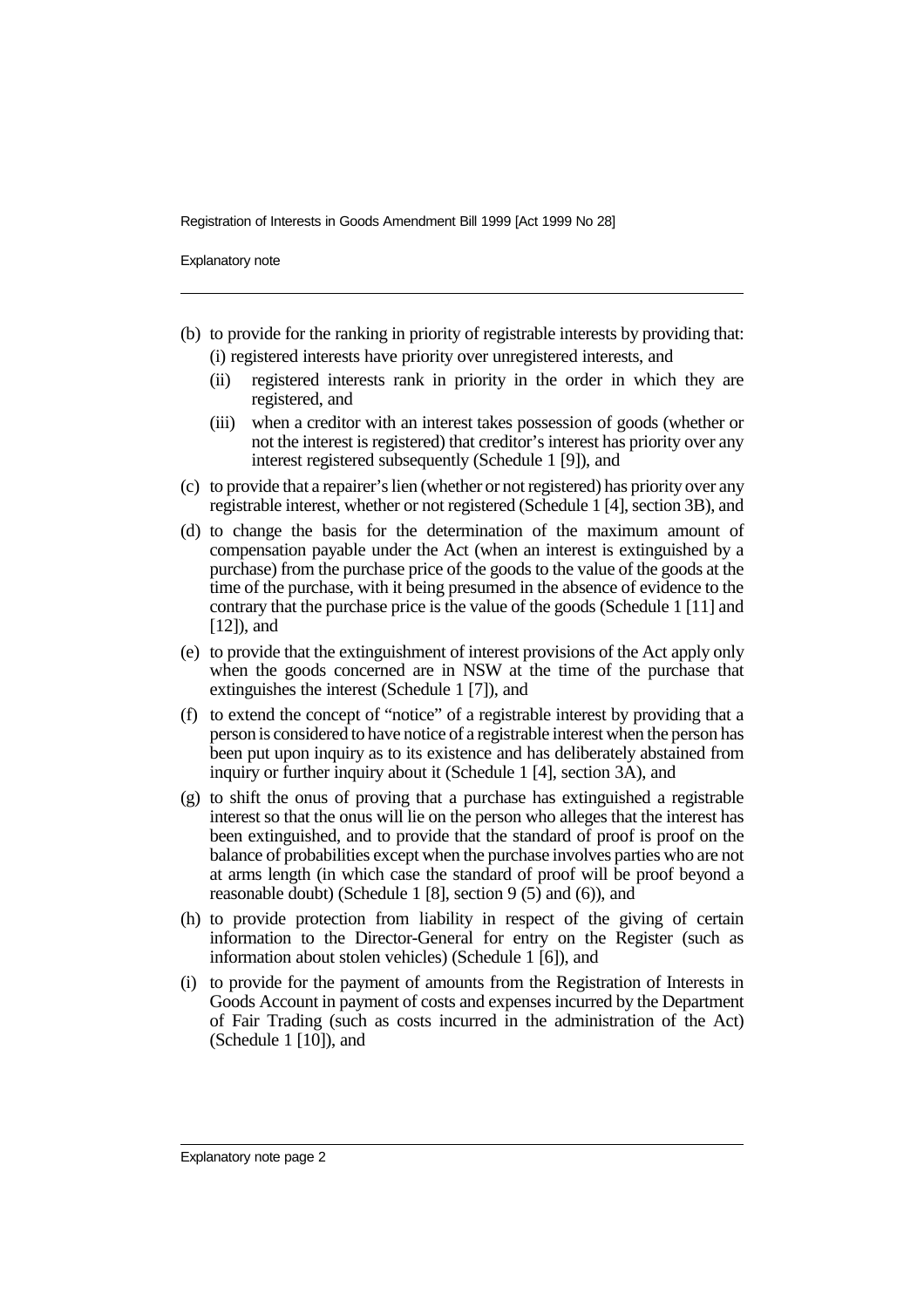(b) to provide for the ranking in priority of registrable interests by providing that:

    (i) registered interests have priority over unregistered interests, and

    (ii) registered interests rank in priority in the order in which they are registered, and

    (iii) when a creditor with an interest takes possession of goods (whether or not the interest is registered) that creditor's interest has priority over any interest registered subsequently (Schedule 1 [9]), and

(c) to provide that a repairer's lien (whether or not registered) has priority over any registrable interest, whether or not registered (Schedule 1 [4], section 3B), and

(d) to change the basis for the determination of the maximum amount of compensation payable under the Act (when an interest is extinguished by a purchase) from the purchase price of the goods to the value of the goods at the time of the purchase, with it being presumed in the absence of evidence to the contrary that the purchase price is the value of the goods (Schedule 1 [11] and [12]), and

(e) to provide that the extinguishment of interest provisions of the Act apply only when the goods concerned are in NSW at the time of the purchase that extinguishes the interest (Schedule 1 [7]), and

(f) to extend the concept of "notice" of a registrable interest by providing that a person is considered to have notice of a registrable interest when the person has been put upon inquiry as to its existence and has deliberately abstained from inquiry or further inquiry about it (Schedule 1 [4], section 3A), and

(g) to shift the onus of proving that a purchase has extinguished a registrable interest so that the onus will lie on the person who alleges that the interest has been extinguished, and to provide that the standard of proof is proof on the balance of probabilities except when the purchase involves parties who are not at arms length (in which case the standard of proof will be proof beyond a reasonable doubt) (Schedule 1 [8], section 9 (5) and (6)), and

(h) to provide protection from liability in respect of the giving of certain information to the Director-General for entry on the Register (such as information about stolen vehicles) (Schedule 1 [6]), and

(i) to provide for the payment of amounts from the Registration of Interests in Goods Account in payment of costs and expenses incurred by the Department of Fair Trading (such as costs incurred in the administration of the Act) (Schedule 1 [10]), and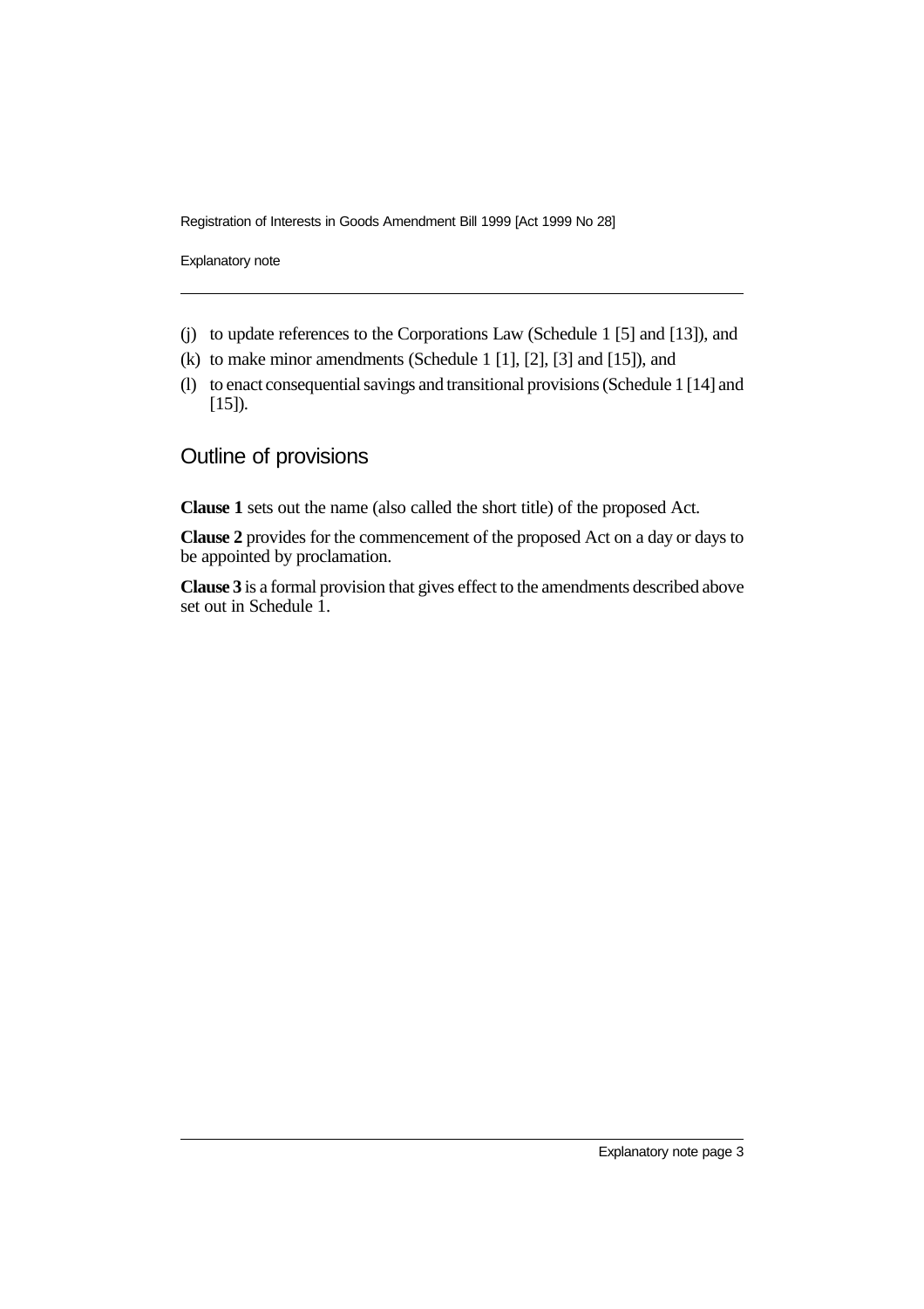(j) to update references to the Corporations Law (Schedule 1 [5] and [13]), and

(k) to make minor amendments (Schedule 1 [1], [2], [3] and [15]), and

(l) to enact consequential savings and transitional provisions (Schedule 1 [14] and [15]).

## Outline of provisions

**Clause 1** sets out the name (also called the short title) of the proposed Act.

**Clause 2** provides for the commencement of the proposed Act on a day or days to be appointed by proclamation.

**Clause 3** is a formal provision that gives effect to the amendments described above set out in Schedule 1.